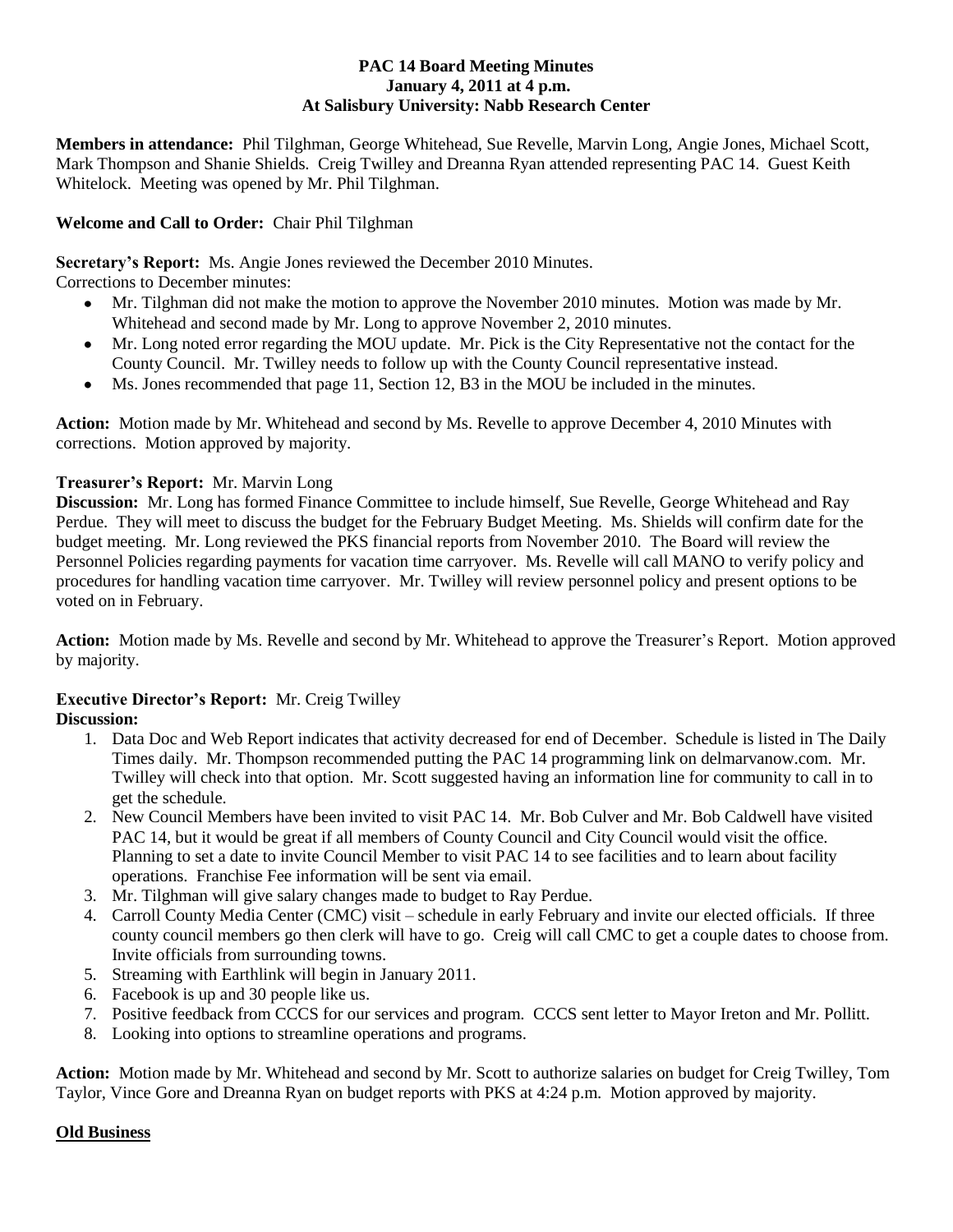**PAC 14 Board Meeting Minutes**
**January 4, 2011 at 4 p.m.**
**At Salisbury University: Nabb Research Center**

**Members in attendance:** Phil Tilghman, George Whitehead, Sue Revelle, Marvin Long, Angie Jones, Michael Scott, Mark Thompson and Shanie Shields. Creig Twilley and Dreanna Ryan attended representing PAC 14. Guest Keith Whitelock. Meeting was opened by Mr. Phil Tilghman.

**Welcome and Call to Order:** Chair Phil Tilghman

**Secretary's Report:** Ms. Angie Jones reviewed the December 2010 Minutes.
Corrections to December minutes:

- Mr. Tilghman did not make the motion to approve the November 2010 minutes. Motion was made by Mr. Whitehead and second made by Mr. Long to approve November 2, 2010 minutes.
- Mr. Long noted error regarding the MOU update. Mr. Pick is the City Representative not the contact for the County Council. Mr. Twilley needs to follow up with the County Council representative instead.
- Ms. Jones recommended that page 11, Section 12, B3 in the MOU be included in the minutes.

**Action:** Motion made by Mr. Whitehead and second by Ms. Revelle to approve December 4, 2010 Minutes with corrections. Motion approved by majority.

**Treasurer's Report:** Mr. Marvin Long
**Discussion:** Mr. Long has formed Finance Committee to include himself, Sue Revelle, George Whitehead and Ray Perdue. They will meet to discuss the budget for the February Budget Meeting. Ms. Shields will confirm date for the budget meeting. Mr. Long reviewed the PKS financial reports from November 2010. The Board will review the Personnel Policies regarding payments for vacation time carryover. Ms. Revelle will call MANO to verify policy and procedures for handling vacation time carryover. Mr. Twilley will review personnel policy and present options to be voted on in February.

**Action:** Motion made by Ms. Revelle and second by Mr. Whitehead to approve the Treasurer's Report. Motion approved by majority.

**Executive Director's Report:** Mr. Creig Twilley
**Discussion:**

1. Data Doc and Web Report indicates that activity decreased for end of December. Schedule is listed in The Daily Times daily. Mr. Thompson recommended putting the PAC 14 programming link on delmarvanow.com. Mr. Twilley will check into that option. Mr. Scott suggested having an information line for community to call in to get the schedule.
2. New Council Members have been invited to visit PAC 14. Mr. Bob Culver and Mr. Bob Caldwell have visited PAC 14, but it would be great if all members of County Council and City Council would visit the office. Planning to set a date to invite Council Member to visit PAC 14 to see facilities and to learn about facility operations. Franchise Fee information will be sent via email.
3. Mr. Tilghman will give salary changes made to budget to Ray Perdue.
4. Carroll County Media Center (CMC) visit – schedule in early February and invite our elected officials. If three county council members go then clerk will have to go. Creig will call CMC to get a couple dates to choose from. Invite officials from surrounding towns.
5. Streaming with Earthlink will begin in January 2011.
6. Facebook is up and 30 people like us.
7. Positive feedback from CCCS for our services and program. CCCS sent letter to Mayor Ireton and Mr. Pollitt.
8. Looking into options to streamline operations and programs.

**Action:** Motion made by Mr. Whitehead and second by Mr. Scott to authorize salaries on budget for Creig Twilley, Tom Taylor, Vince Gore and Dreanna Ryan on budget reports with PKS at 4:24 p.m. Motion approved by majority.

**Old Business**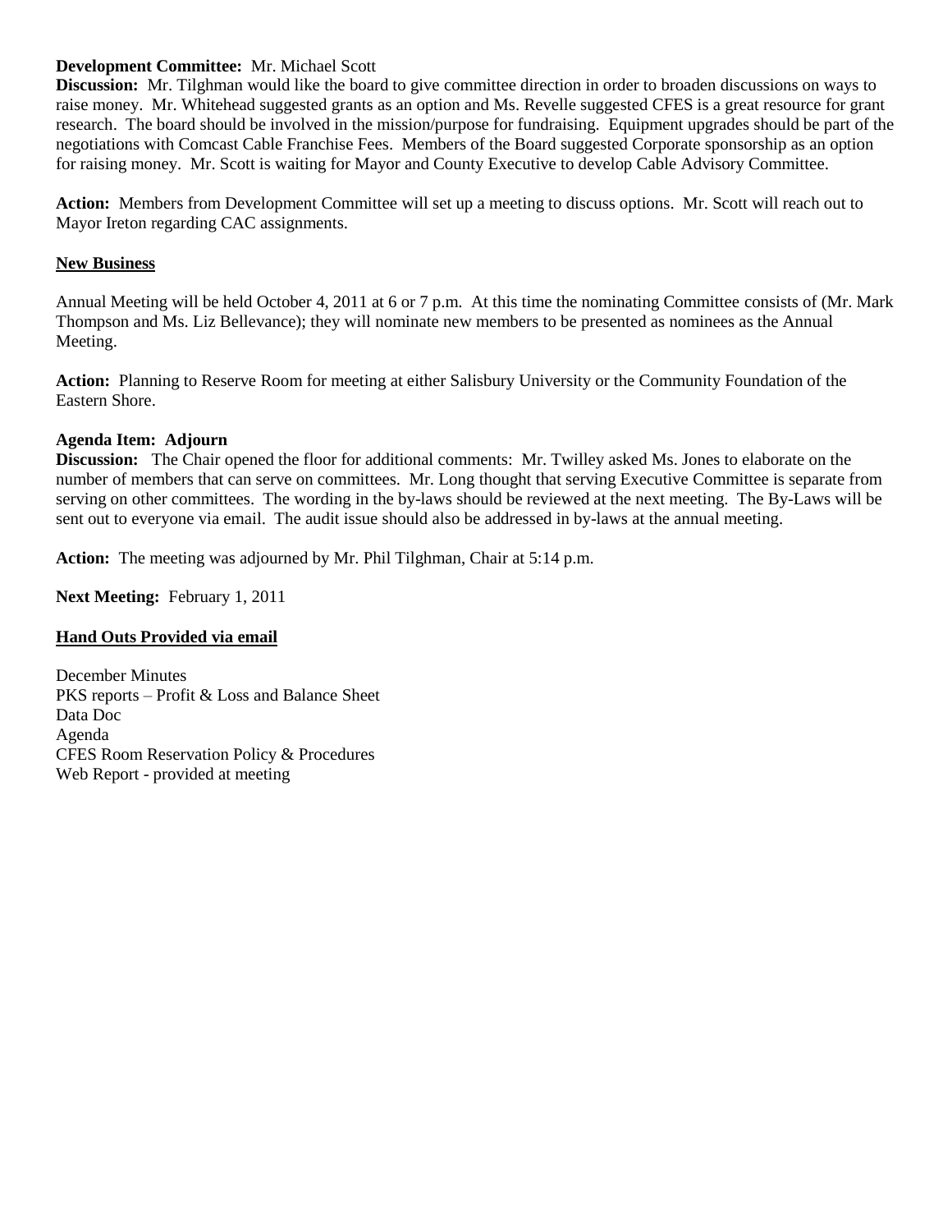**Development Committee:** Mr. Michael Scott

**Discussion:** Mr. Tilghman would like the board to give committee direction in order to broaden discussions on ways to raise money. Mr. Whitehead suggested grants as an option and Ms. Revelle suggested CFES is a great resource for grant research. The board should be involved in the mission/purpose for fundraising. Equipment upgrades should be part of the negotiations with Comcast Cable Franchise Fees. Members of the Board suggested Corporate sponsorship as an option for raising money. Mr. Scott is waiting for Mayor and County Executive to develop Cable Advisory Committee.

**Action:** Members from Development Committee will set up a meeting to discuss options. Mr. Scott will reach out to Mayor Ireton regarding CAC assignments.

## New Business

Annual Meeting will be held October 4, 2011 at 6 or 7 p.m. At this time the nominating Committee consists of (Mr. Mark Thompson and Ms. Liz Bellevance); they will nominate new members to be presented as nominees as the Annual Meeting.

**Action:** Planning to Reserve Room for meeting at either Salisbury University or the Community Foundation of the Eastern Shore.

**Agenda Item: Adjourn**

**Discussion:** The Chair opened the floor for additional comments: Mr. Twilley asked Ms. Jones to elaborate on the number of members that can serve on committees. Mr. Long thought that serving Executive Committee is separate from serving on other committees. The wording in the by-laws should be reviewed at the next meeting. The By-Laws will be sent out to everyone via email. The audit issue should also be addressed in by-laws at the annual meeting.

**Action:** The meeting was adjourned by Mr. Phil Tilghman, Chair at 5:14 p.m.

**Next Meeting:** February 1, 2011

## Hand Outs Provided via email

December Minutes
PKS reports – Profit & Loss and Balance Sheet
Data Doc
Agenda
CFES Room Reservation Policy & Procedures
Web Report - provided at meeting